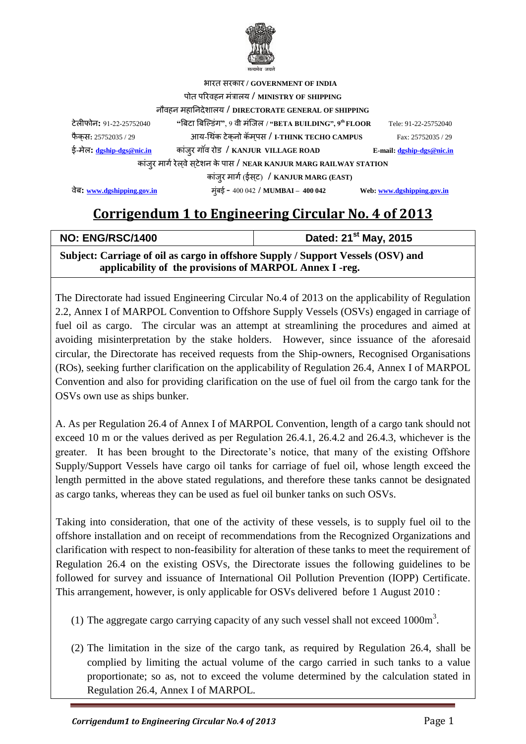सत्यमेव जयते

भारत सरकार / **GOVERNMENT OF INDIA**

पोत परिवहन मंत्रालय / **MINISTRY OF SHIPPING**

नौवहन महानिदेशालय / **DIRECTORATE GENERAL OF SHIPPING**

| | | |
|---|---|---|
| टेलीफोन: 91-22-25752040 | "बिटा बिल्डिंग", 9 वी मंजिल / **"BETA BUILDING", 9th FLOOR** | Tele: 91-22-25752040 |
| फैक्स: 25752035 / 29 | आय-थिंक टेक्नो कॅम्पस / **I-THINK TECHO CAMPUS** | Fax: 25752035 / 29 |
| ई-मेल: dgship-dgs@nic.in | कांजुर गॉव रोड / **KANJUR VILLAGE ROAD** | E-mail: dgship-dgs@nic.in |
| | कांजुर मार्ग रेल्वे स्टेशन के पास / **NEAR KANJUR MARG RAILWAY STATION** | |
| | कांजुर मार्ग (ईस्ट) / **KANJUR MARG (EAST)** | |
| वेब: www.dgshipping.gov.in | मुंबई - 400 042 / **MUMBAI – 400 042** | Web: www.dgshipping.gov.in |

# Corrigendum 1 to Engineering Circular No. 4 of 2013

| NO: ENG/RSC/1400 | Dated: 21st May, 2015 |
|---|---|

**Subject: Carriage of oil as cargo in offshore Supply / Support Vessels (OSV) and applicability of the provisions of MARPOL Annex I -reg.**

The Directorate had issued Engineering Circular No.4 of 2013 on the applicability of Regulation 2.2, Annex I of MARPOL Convention to Offshore Supply Vessels (OSVs) engaged in carriage of fuel oil as cargo. The circular was an attempt at streamlining the procedures and aimed at avoiding misinterpretation by the stake holders. However, since issuance of the aforesaid circular, the Directorate has received requests from the Ship-owners, Recognised Organisations (ROs), seeking further clarification on the applicability of Regulation 26.4, Annex I of MARPOL Convention and also for providing clarification on the use of fuel oil from the cargo tank for the OSVs own use as ships bunker.

A. As per Regulation 26.4 of Annex I of MARPOL Convention, length of a cargo tank should not exceed 10 m or the values derived as per Regulation 26.4.1, 26.4.2 and 26.4.3, whichever is the greater. It has been brought to the Directorate's notice, that many of the existing Offshore Supply/Support Vessels have cargo oil tanks for carriage of fuel oil, whose length exceed the length permitted in the above stated regulations, and therefore these tanks cannot be designated as cargo tanks, whereas they can be used as fuel oil bunker tanks on such OSVs.

Taking into consideration, that one of the activity of these vessels, is to supply fuel oil to the offshore installation and on receipt of recommendations from the Recognized Organizations and clarification with respect to non-feasibility for alteration of these tanks to meet the requirement of Regulation 26.4 on the existing OSVs, the Directorate issues the following guidelines to be followed for survey and issuance of International Oil Pollution Prevention (IOPP) Certificate. This arrangement, however, is only applicable for OSVs delivered before 1 August 2010 :

(1) The aggregate cargo carrying capacity of any such vessel shall not exceed $1000 m^3$.

(2) The limitation in the size of the cargo tank, as required by Regulation 26.4, shall be complied by limiting the actual volume of the cargo carried in such tanks to a value proportionate; so as, not to exceed the volume determined by the calculation stated in Regulation 26.4, Annex I of MARPOL.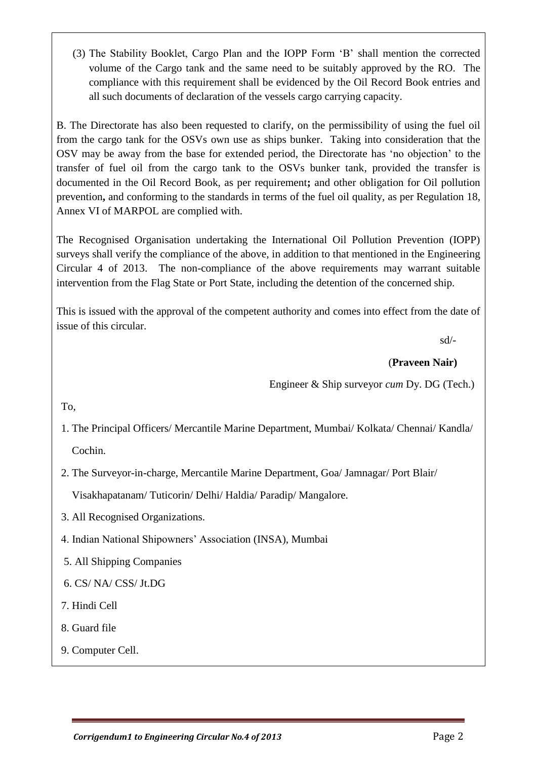(3) The Stability Booklet, Cargo Plan and the IOPP Form 'B' shall mention the corrected volume of the Cargo tank and the same need to be suitably approved by the RO. The compliance with this requirement shall be evidenced by the Oil Record Book entries and all such documents of declaration of the vessels cargo carrying capacity.

B. The Directorate has also been requested to clarify, on the permissibility of using the fuel oil from the cargo tank for the OSVs own use as ships bunker. Taking into consideration that the OSV may be away from the base for extended period, the Directorate has 'no objection' to the transfer of fuel oil from the cargo tank to the OSVs bunker tank, provided the transfer is documented in the Oil Record Book, as per requirement**;** and other obligation for Oil pollution prevention**,** and conforming to the standards in terms of the fuel oil quality, as per Regulation 18, Annex VI of MARPOL are complied with.

The Recognised Organisation undertaking the International Oil Pollution Prevention (IOPP) surveys shall verify the compliance of the above, in addition to that mentioned in the Engineering Circular 4 of 2013. The non-compliance of the above requirements may warrant suitable intervention from the Flag State or Port State, including the detention of the concerned ship.

This is issued with the approval of the competent authority and comes into effect from the date of issue of this circular.

sd/-

(**Praveen Nair)**

Engineer & Ship surveyor *cum* Dy. DG (Tech.)

To,

1. The Principal Officers/ Mercantile Marine Department, Mumbai/ Kolkata/ Chennai/ Kandla/ Cochin.
2. The Surveyor-in-charge, Mercantile Marine Department, Goa/ Jamnagar/ Port Blair/ Visakhapatanam/ Tuticorin/ Delhi/ Haldia/ Paradip/ Mangalore.
3. All Recognised Organizations.
4. Indian National Shipowners' Association (INSA), Mumbai
5. All Shipping Companies
6. CS/ NA/ CSS/ Jt.DG
7. Hindi Cell
8. Guard file
9. Computer Cell.